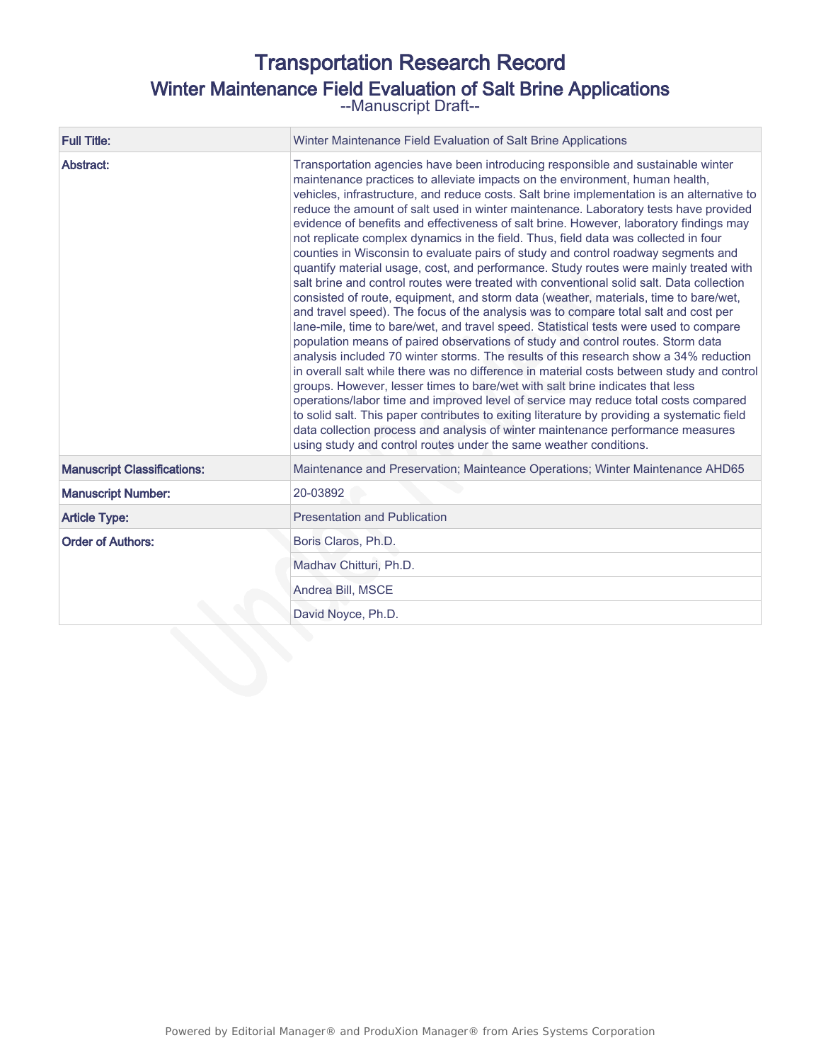# Transportation Research Record

## Winter Maintenance Field Evaluation of Salt Brine Applications

--Manuscript Draft--

| | |
|---|---|
| **Full Title:** | Winter Maintenance Field Evaluation of Salt Brine Applications |
| **Abstract:** | Transportation agencies have been introducing responsible and sustainable winter maintenance practices to alleviate impacts on the environment, human health, vehicles, infrastructure, and reduce costs. Salt brine implementation is an alternative to reduce the amount of salt used in winter maintenance. Laboratory tests have provided evidence of benefits and effectiveness of salt brine. However, laboratory findings may not replicate complex dynamics in the field. Thus, field data was collected in four counties in Wisconsin to evaluate pairs of study and control roadway segments and quantify material usage, cost, and performance. Study routes were mainly treated with salt brine and control routes were treated with conventional solid salt. Data collection consisted of route, equipment, and storm data (weather, materials, time to bare/wet, and travel speed). The focus of the analysis was to compare total salt and cost per lane-mile, time to bare/wet, and travel speed. Statistical tests were used to compare population means of paired observations of study and control routes. Storm data analysis included 70 winter storms. The results of this research show a 34% reduction in overall salt while there was no difference in material costs between study and control groups. However, lesser times to bare/wet with salt brine indicates that less operations/labor time and improved level of service may reduce total costs compared to solid salt. This paper contributes to exiting literature by providing a systematic field data collection process and analysis of winter maintenance performance measures using study and control routes under the same weather conditions. |
| **Manuscript Classifications:** | Maintenance and Preservation; Mainteance Operations; Winter Maintenance AHD65 |
| **Manuscript Number:** | 20-03892 |
| **Article Type:** | Presentation and Publication |
| **Order of Authors:** | Boris Claros, Ph.D. |
| | Madhav Chitturi, Ph.D. |
| | Andrea Bill, MSCE |
| | David Noyce, Ph.D. |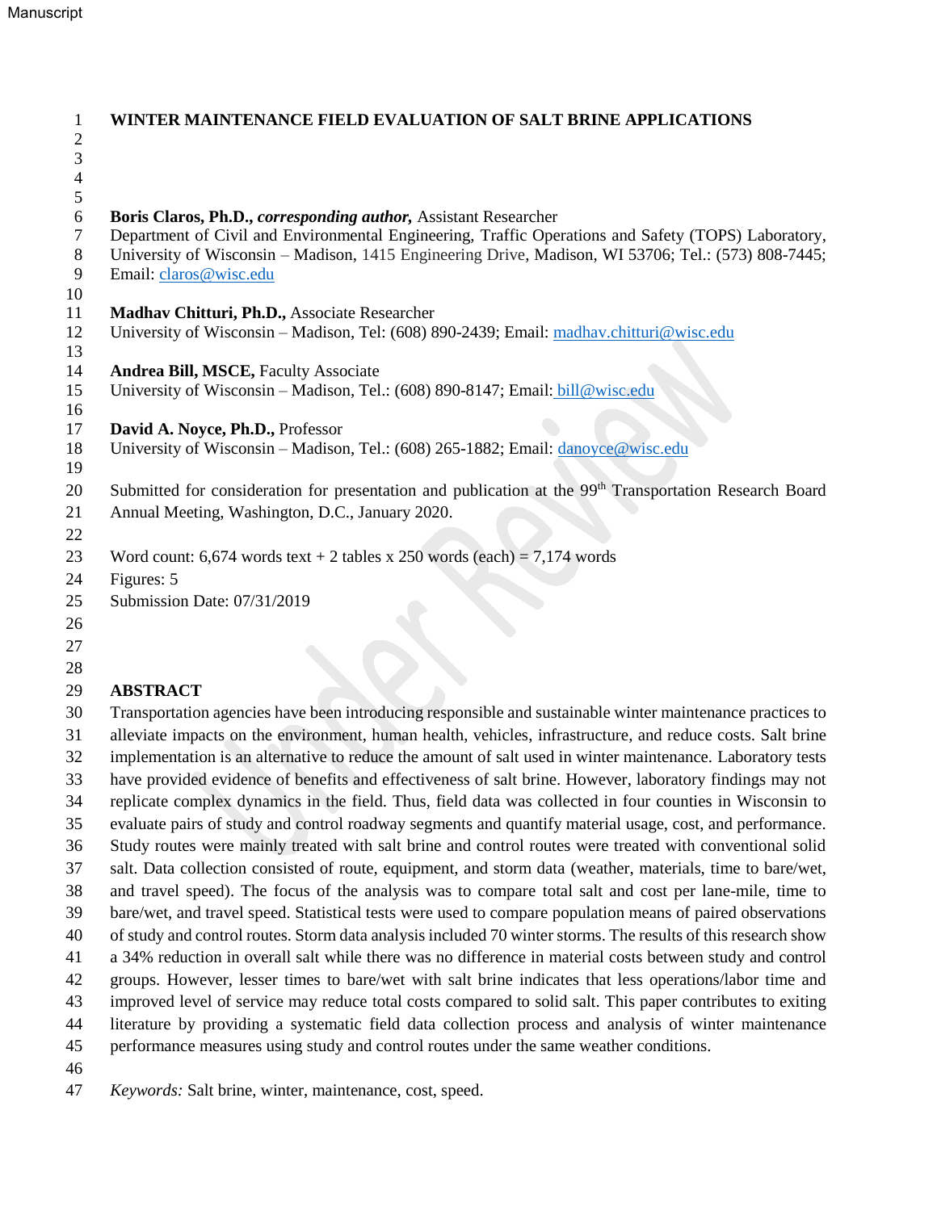# WINTER MAINTENANCE FIELD EVALUATION OF SALT BRINE APPLICATIONS

**Boris Claros, Ph.D.,** ***corresponding author,*** Assistant Researcher
Department of Civil and Environmental Engineering, Traffic Operations and Safety (TOPS) Laboratory, University of Wisconsin – Madison, 1415 Engineering Drive, Madison, WI 53706; Tel.: (573) 808-7445; Email: claros@wisc.edu

**Madhav Chitturi, Ph.D.,** Associate Researcher
University of Wisconsin – Madison, Tel: (608) 890-2439; Email: madhav.chitturi@wisc.edu

**Andrea Bill, MSCE,** Faculty Associate
University of Wisconsin – Madison, Tel.: (608) 890-8147; Email: bill@wisc.edu

**David A. Noyce, Ph.D.,** Professor
University of Wisconsin – Madison, Tel.: (608) 265-1882; Email: danoyce@wisc.edu

Submitted for consideration for presentation and publication at the 99th Transportation Research Board Annual Meeting, Washington, D.C., January 2020.

Word count: 6,674 words text + 2 tables x 250 words (each) = 7,174 words
Figures: 5
Submission Date: 07/31/2019

## ABSTRACT

Transportation agencies have been introducing responsible and sustainable winter maintenance practices to alleviate impacts on the environment, human health, vehicles, infrastructure, and reduce costs. Salt brine implementation is an alternative to reduce the amount of salt used in winter maintenance. Laboratory tests have provided evidence of benefits and effectiveness of salt brine. However, laboratory findings may not replicate complex dynamics in the field. Thus, field data was collected in four counties in Wisconsin to evaluate pairs of study and control roadway segments and quantify material usage, cost, and performance. Study routes were mainly treated with salt brine and control routes were treated with conventional solid salt. Data collection consisted of route, equipment, and storm data (weather, materials, time to bare/wet, and travel speed). The focus of the analysis was to compare total salt and cost per lane-mile, time to bare/wet, and travel speed. Statistical tests were used to compare population means of paired observations of study and control routes. Storm data analysis included 70 winter storms. The results of this research show a 34% reduction in overall salt while there was no difference in material costs between study and control groups. However, lesser times to bare/wet with salt brine indicates that less operations/labor time and improved level of service may reduce total costs compared to solid salt. This paper contributes to exiting literature by providing a systematic field data collection process and analysis of winter maintenance performance measures using study and control routes under the same weather conditions.

*Keywords:* Salt brine, winter, maintenance, cost, speed.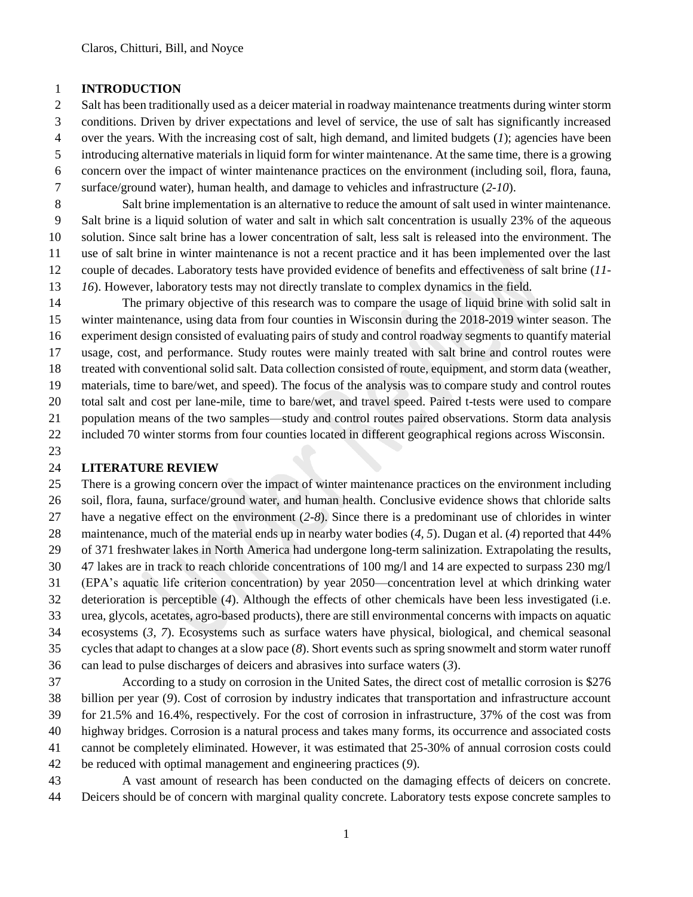## INTRODUCTION

Salt has been traditionally used as a deicer material in roadway maintenance treatments during winter storm conditions. Driven by driver expectations and level of service, the use of salt has significantly increased over the years. With the increasing cost of salt, high demand, and limited budgets (*1*); agencies have been introducing alternative materials in liquid form for winter maintenance. At the same time, there is a growing concern over the impact of winter maintenance practices on the environment (including soil, flora, fauna, surface/ground water), human health, and damage to vehicles and infrastructure (*2-10*).

Salt brine implementation is an alternative to reduce the amount of salt used in winter maintenance. Salt brine is a liquid solution of water and salt in which salt concentration is usually 23% of the aqueous solution. Since salt brine has a lower concentration of salt, less salt is released into the environment. The use of salt brine in winter maintenance is not a recent practice and it has been implemented over the last couple of decades. Laboratory tests have provided evidence of benefits and effectiveness of salt brine (*11-16*). However, laboratory tests may not directly translate to complex dynamics in the field.

The primary objective of this research was to compare the usage of liquid brine with solid salt in winter maintenance, using data from four counties in Wisconsin during the 2018-2019 winter season. The experiment design consisted of evaluating pairs of study and control roadway segments to quantify material usage, cost, and performance. Study routes were mainly treated with salt brine and control routes were treated with conventional solid salt. Data collection consisted of route, equipment, and storm data (weather, materials, time to bare/wet, and speed). The focus of the analysis was to compare study and control routes total salt and cost per lane-mile, time to bare/wet, and travel speed. Paired t-tests were used to compare population means of the two samples—study and control routes paired observations. Storm data analysis included 70 winter storms from four counties located in different geographical regions across Wisconsin.

## LITERATURE REVIEW

There is a growing concern over the impact of winter maintenance practices on the environment including soil, flora, fauna, surface/ground water, and human health. Conclusive evidence shows that chloride salts have a negative effect on the environment (*2-8*). Since there is a predominant use of chlorides in winter maintenance, much of the material ends up in nearby water bodies (*4, 5*). Dugan et al. (*4*) reported that 44% of 371 freshwater lakes in North America had undergone long-term salinization. Extrapolating the results, 47 lakes are in track to reach chloride concentrations of 100 mg/l and 14 are expected to surpass 230 mg/l (EPA's aquatic life criterion concentration) by year 2050—concentration level at which drinking water deterioration is perceptible (*4*). Although the effects of other chemicals have been less investigated (i.e. urea, glycols, acetates, agro-based products), there are still environmental concerns with impacts on aquatic ecosystems (*3, 7*). Ecosystems such as surface waters have physical, biological, and chemical seasonal cycles that adapt to changes at a slow pace (*8*). Short events such as spring snowmelt and storm water runoff can lead to pulse discharges of deicers and abrasives into surface waters (*3*).

According to a study on corrosion in the United Sates, the direct cost of metallic corrosion is \$276 billion per year (*9*). Cost of corrosion by industry indicates that transportation and infrastructure account for 21.5% and 16.4%, respectively. For the cost of corrosion in infrastructure, 37% of the cost was from highway bridges. Corrosion is a natural process and takes many forms, its occurrence and associated costs cannot be completely eliminated. However, it was estimated that 25-30% of annual corrosion costs could be reduced with optimal management and engineering practices (*9*).

A vast amount of research has been conducted on the damaging effects of deicers on concrete. Deicers should be of concern with marginal quality concrete. Laboratory tests expose concrete samples to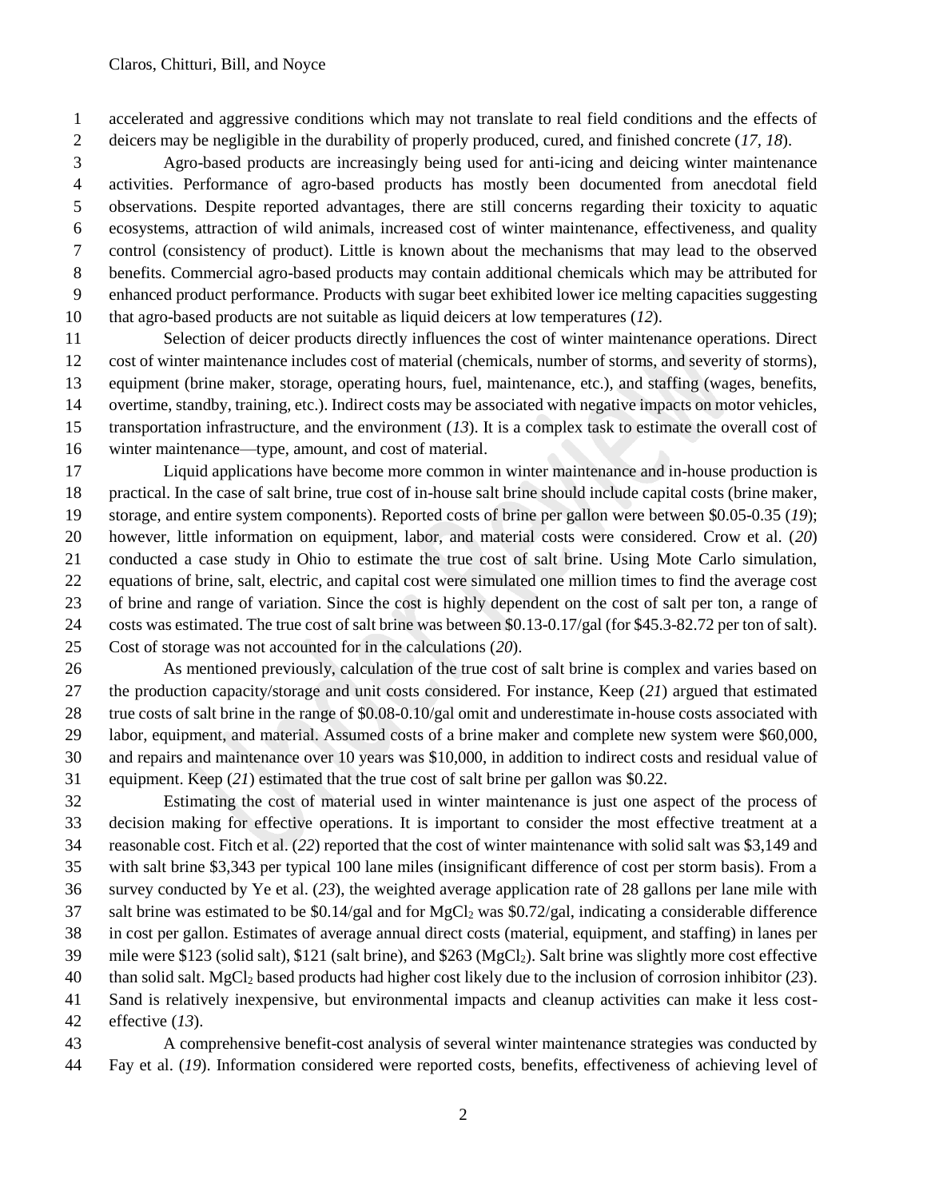accelerated and aggressive conditions which may not translate to real field conditions and the effects of deicers may be negligible in the durability of properly produced, cured, and finished concrete (*17, 18*).

Agro-based products are increasingly being used for anti-icing and deicing winter maintenance activities. Performance of agro-based products has mostly been documented from anecdotal field observations. Despite reported advantages, there are still concerns regarding their toxicity to aquatic ecosystems, attraction of wild animals, increased cost of winter maintenance, effectiveness, and quality control (consistency of product). Little is known about the mechanisms that may lead to the observed benefits. Commercial agro-based products may contain additional chemicals which may be attributed for enhanced product performance. Products with sugar beet exhibited lower ice melting capacities suggesting that agro-based products are not suitable as liquid deicers at low temperatures (*12*).

Selection of deicer products directly influences the cost of winter maintenance operations. Direct cost of winter maintenance includes cost of material (chemicals, number of storms, and severity of storms), equipment (brine maker, storage, operating hours, fuel, maintenance, etc.), and staffing (wages, benefits, overtime, standby, training, etc.). Indirect costs may be associated with negative impacts on motor vehicles, transportation infrastructure, and the environment (*13*). It is a complex task to estimate the overall cost of winter maintenance—type, amount, and cost of material.

Liquid applications have become more common in winter maintenance and in-house production is practical. In the case of salt brine, true cost of in-house salt brine should include capital costs (brine maker, storage, and entire system components). Reported costs of brine per gallon were between \$0.05-0.35 (*19*); however, little information on equipment, labor, and material costs were considered. Crow et al. (*20*) conducted a case study in Ohio to estimate the true cost of salt brine. Using Mote Carlo simulation, equations of brine, salt, electric, and capital cost were simulated one million times to find the average cost of brine and range of variation. Since the cost is highly dependent on the cost of salt per ton, a range of costs was estimated. The true cost of salt brine was between \$0.13-0.17/gal (for \$45.3-82.72 per ton of salt). Cost of storage was not accounted for in the calculations (*20*).

As mentioned previously, calculation of the true cost of salt brine is complex and varies based on the production capacity/storage and unit costs considered. For instance, Keep (*21*) argued that estimated true costs of salt brine in the range of \$0.08-0.10/gal omit and underestimate in-house costs associated with labor, equipment, and material. Assumed costs of a brine maker and complete new system were \$60,000, and repairs and maintenance over 10 years was \$10,000, in addition to indirect costs and residual value of equipment. Keep (*21*) estimated that the true cost of salt brine per gallon was \$0.22.

Estimating the cost of material used in winter maintenance is just one aspect of the process of decision making for effective operations. It is important to consider the most effective treatment at a reasonable cost. Fitch et al. (*22*) reported that the cost of winter maintenance with solid salt was \$3,149 and with salt brine \$3,343 per typical 100 lane miles (insignificant difference of cost per storm basis). From a survey conducted by Ye et al. (*23*), the weighted average application rate of 28 gallons per lane mile with salt brine was estimated to be \$0.14/gal and for $MgCl_2$ was \$0.72/gal, indicating a considerable difference in cost per gallon. Estimates of average annual direct costs (material, equipment, and staffing) in lanes per mile were \$123 (solid salt), \$121 (salt brine), and \$263 ($MgCl_2$). Salt brine was slightly more cost effective than solid salt. $MgCl_2$ based products had higher cost likely due to the inclusion of corrosion inhibitor (*23*). Sand is relatively inexpensive, but environmental impacts and cleanup activities can make it less cost-effective (*13*).

A comprehensive benefit-cost analysis of several winter maintenance strategies was conducted by Fay et al. (*19*). Information considered were reported costs, benefits, effectiveness of achieving level of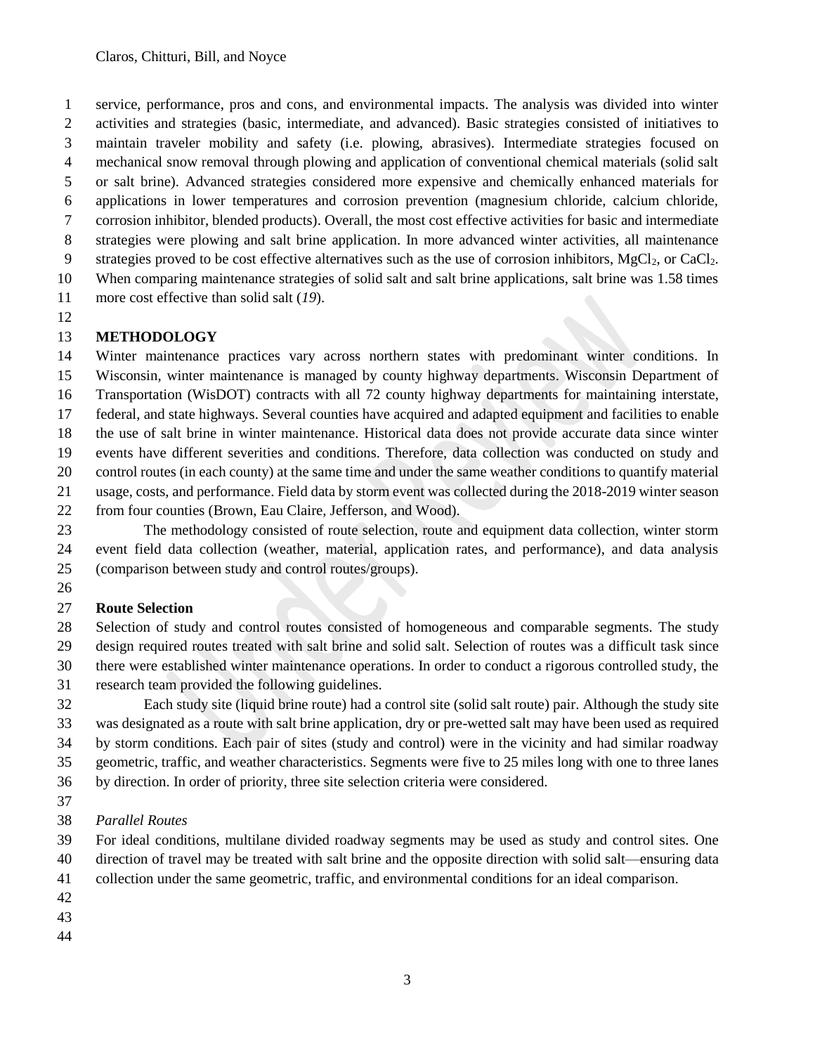service, performance, pros and cons, and environmental impacts. The analysis was divided into winter activities and strategies (basic, intermediate, and advanced). Basic strategies consisted of initiatives to maintain traveler mobility and safety (i.e. plowing, abrasives). Intermediate strategies focused on mechanical snow removal through plowing and application of conventional chemical materials (solid salt or salt brine). Advanced strategies considered more expensive and chemically enhanced materials for applications in lower temperatures and corrosion prevention (magnesium chloride, calcium chloride, corrosion inhibitor, blended products). Overall, the most cost effective activities for basic and intermediate strategies were plowing and salt brine application. In more advanced winter activities, all maintenance strategies proved to be cost effective alternatives such as the use of corrosion inhibitors, $MgCl_2$, or $CaCl_2$. When comparing maintenance strategies of solid salt and salt brine applications, salt brine was 1.58 times more cost effective than solid salt (*19*).

## METHODOLOGY

Winter maintenance practices vary across northern states with predominant winter conditions. In Wisconsin, winter maintenance is managed by county highway departments. Wisconsin Department of Transportation (WisDOT) contracts with all 72 county highway departments for maintaining interstate, federal, and state highways. Several counties have acquired and adapted equipment and facilities to enable the use of salt brine in winter maintenance. Historical data does not provide accurate data since winter events have different severities and conditions. Therefore, data collection was conducted on study and control routes (in each county) at the same time and under the same weather conditions to quantify material usage, costs, and performance. Field data by storm event was collected during the 2018-2019 winter season from four counties (Brown, Eau Claire, Jefferson, and Wood).

The methodology consisted of route selection, route and equipment data collection, winter storm event field data collection (weather, material, application rates, and performance), and data analysis (comparison between study and control routes/groups).

### Route Selection

Selection of study and control routes consisted of homogeneous and comparable segments. The study design required routes treated with salt brine and solid salt. Selection of routes was a difficult task since there were established winter maintenance operations. In order to conduct a rigorous controlled study, the research team provided the following guidelines.

Each study site (liquid brine route) had a control site (solid salt route) pair. Although the study site was designated as a route with salt brine application, dry or pre-wetted salt may have been used as required by storm conditions. Each pair of sites (study and control) were in the vicinity and had similar roadway geometric, traffic, and weather characteristics. Segments were five to 25 miles long with one to three lanes by direction. In order of priority, three site selection criteria were considered.

#### *Parallel Routes*

For ideal conditions, multilane divided roadway segments may be used as study and control sites. One direction of travel may be treated with salt brine and the opposite direction with solid salt—ensuring data collection under the same geometric, traffic, and environmental conditions for an ideal comparison.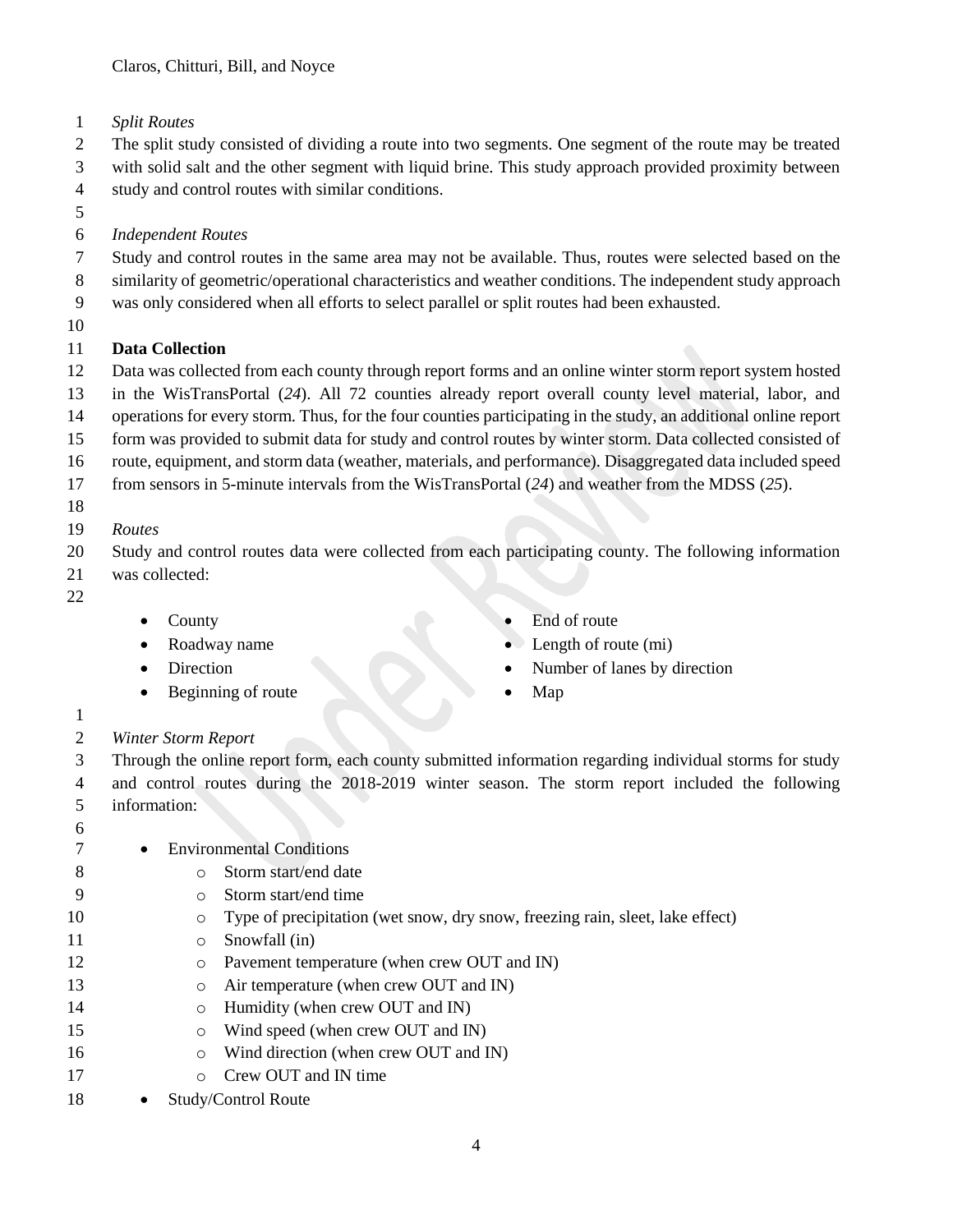*Split Routes*

The split study consisted of dividing a route into two segments. One segment of the route may be treated with solid salt and the other segment with liquid brine. This study approach provided proximity between study and control routes with similar conditions.

*Independent Routes*

Study and control routes in the same area may not be available. Thus, routes were selected based on the similarity of geometric/operational characteristics and weather conditions. The independent study approach was only considered when all efforts to select parallel or split routes had been exhausted.

**Data Collection**

Data was collected from each county through report forms and an online winter storm report system hosted in the WisTransPortal (*24*). All 72 counties already report overall county level material, labor, and operations for every storm. Thus, for the four counties participating in the study, an additional online report form was provided to submit data for study and control routes by winter storm. Data collected consisted of route, equipment, and storm data (weather, materials, and performance). Disaggregated data included speed from sensors in 5-minute intervals from the WisTransPortal (*24*) and weather from the MDSS (*25*).

*Routes*

Study and control routes data were collected from each participating county. The following information was collected:

- County
- Roadway name
- Direction
- Beginning of route
- End of route
- Length of route (mi)
- Number of lanes by direction
- Map

*Winter Storm Report*

Through the online report form, each county submitted information regarding individual storms for study and control routes during the 2018-2019 winter season. The storm report included the following information:

- Environmental Conditions
    - Storm start/end date
    - Storm start/end time
    - Type of precipitation (wet snow, dry snow, freezing rain, sleet, lake effect)
    - Snowfall (in)
    - Pavement temperature (when crew OUT and IN)
    - Air temperature (when crew OUT and IN)
    - Humidity (when crew OUT and IN)
    - Wind speed (when crew OUT and IN)
    - Wind direction (when crew OUT and IN)
    - Crew OUT and IN time
- Study/Control Route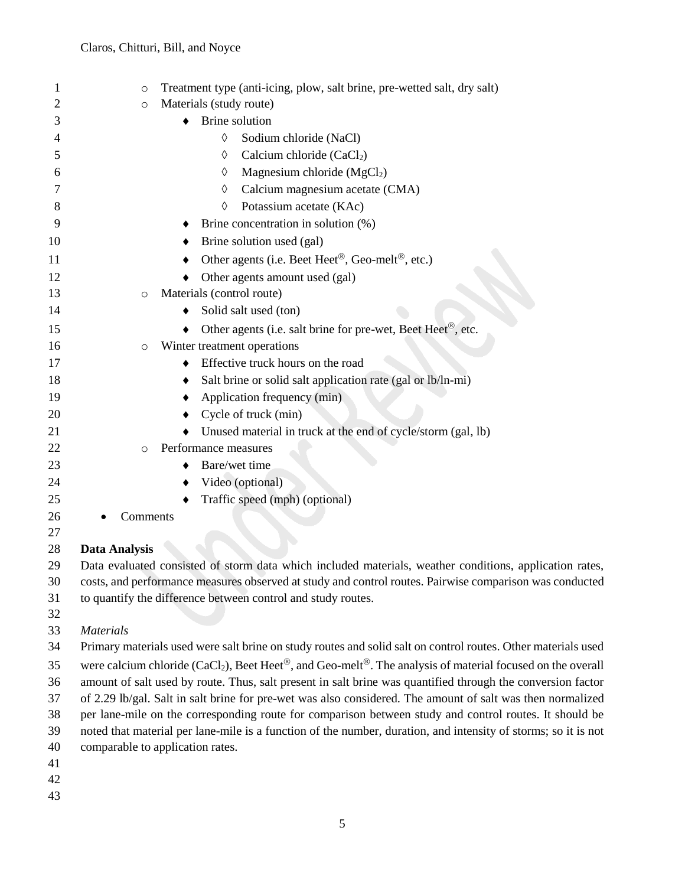- Treatment type (anti-icing, plow, salt brine, pre-wetted salt, dry salt)
  - Materials (study route)
    - Brine solution
      - Sodium chloride (NaCl)
      - Calcium chloride ($CaCl_2$)
      - Magnesium chloride ($MgCl_2$)
      - Calcium magnesium acetate (CMA)
      - Potassium acetate (KAc)
    - Brine concentration in solution (%)
    - Brine solution used (gal)
    - Other agents (i.e. Beet Heet®, Geo-melt®, etc.)
    - Other agents amount used (gal)
  - Materials (control route)
    - Solid salt used (ton)
    - Other agents (i.e. salt brine for pre-wet, Beet Heet®, etc.
  - Winter treatment operations
    - Effective truck hours on the road
    - Salt brine or solid salt application rate (gal or lb/ln-mi)
    - Application frequency (min)
    - Cycle of truck (min)
    - Unused material in truck at the end of cycle/storm (gal, lb)
  - Performance measures
    - Bare/wet time
    - Video (optional)
    - Traffic speed (mph) (optional)
- Comments

## Data Analysis

Data evaluated consisted of storm data which included materials, weather conditions, application rates, costs, and performance measures observed at study and control routes. Pairwise comparison was conducted to quantify the difference between control and study routes.

### *Materials*

Primary materials used were salt brine on study routes and solid salt on control routes. Other materials used were calcium chloride ($CaCl_2$), Beet Heet®, and Geo-melt®. The analysis of material focused on the overall amount of salt used by route. Thus, salt present in salt brine was quantified through the conversion factor of 2.29 lb/gal. Salt in salt brine for pre-wet was also considered. The amount of salt was then normalized per lane-mile on the corresponding route for comparison between study and control routes. It should be noted that material per lane-mile is a function of the number, duration, and intensity of storms; so it is not comparable to application rates.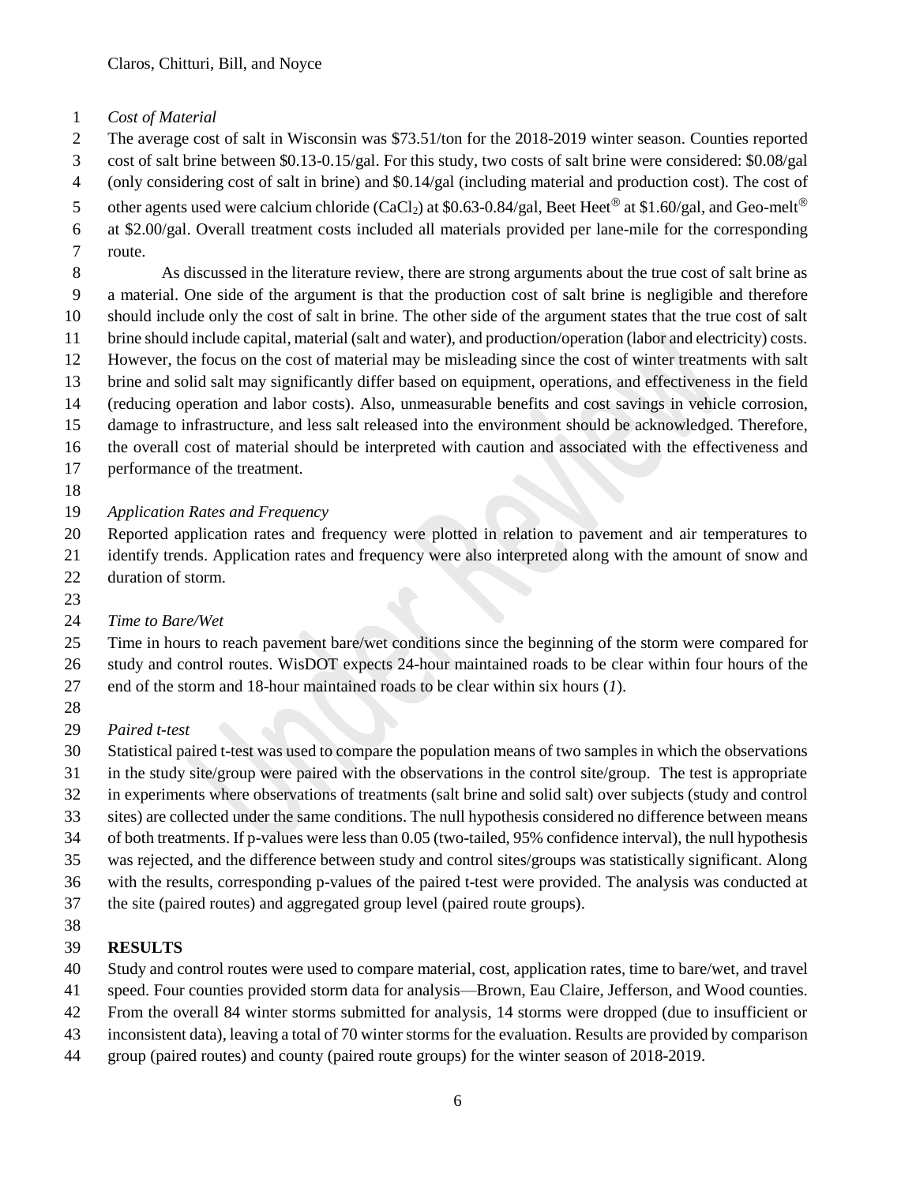*Cost of Material*

The average cost of salt in Wisconsin was $73.51/ton for the 2018-2019 winter season. Counties reported cost of salt brine between $0.13-0.15/gal. For this study, two costs of salt brine were considered: $0.08/gal (only considering cost of salt in brine) and $0.14/gal (including material and production cost). The cost of other agents used were calcium chloride ($CaCl_2$) at $0.63-0.84/gal, Beet Heet® at $1.60/gal, and Geo-melt® at $2.00/gal. Overall treatment costs included all materials provided per lane-mile for the corresponding route.

As discussed in the literature review, there are strong arguments about the true cost of salt brine as a material. One side of the argument is that the production cost of salt brine is negligible and therefore should include only the cost of salt in brine. The other side of the argument states that the true cost of salt brine should include capital, material (salt and water), and production/operation (labor and electricity) costs. However, the focus on the cost of material may be misleading since the cost of winter treatments with salt brine and solid salt may significantly differ based on equipment, operations, and effectiveness in the field (reducing operation and labor costs). Also, unmeasurable benefits and cost savings in vehicle corrosion, damage to infrastructure, and less salt released into the environment should be acknowledged. Therefore, the overall cost of material should be interpreted with caution and associated with the effectiveness and performance of the treatment.

*Application Rates and Frequency*

Reported application rates and frequency were plotted in relation to pavement and air temperatures to identify trends. Application rates and frequency were also interpreted along with the amount of snow and duration of storm.

*Time to Bare/Wet*

Time in hours to reach pavement bare/wet conditions since the beginning of the storm were compared for study and control routes. WisDOT expects 24-hour maintained roads to be clear within four hours of the end of the storm and 18-hour maintained roads to be clear within six hours (*1*).

*Paired t-test*

Statistical paired t-test was used to compare the population means of two samples in which the observations in the study site/group were paired with the observations in the control site/group. The test is appropriate in experiments where observations of treatments (salt brine and solid salt) over subjects (study and control sites) are collected under the same conditions. The null hypothesis considered no difference between means of both treatments. If p-values were less than 0.05 (two-tailed, 95% confidence interval), the null hypothesis was rejected, and the difference between study and control sites/groups was statistically significant. Along with the results, corresponding p-values of the paired t-test were provided. The analysis was conducted at the site (paired routes) and aggregated group level (paired route groups).

## RESULTS

Study and control routes were used to compare material, cost, application rates, time to bare/wet, and travel speed. Four counties provided storm data for analysis—Brown, Eau Claire, Jefferson, and Wood counties. From the overall 84 winter storms submitted for analysis, 14 storms were dropped (due to insufficient or inconsistent data), leaving a total of 70 winter storms for the evaluation. Results are provided by comparison group (paired routes) and county (paired route groups) for the winter season of 2018-2019.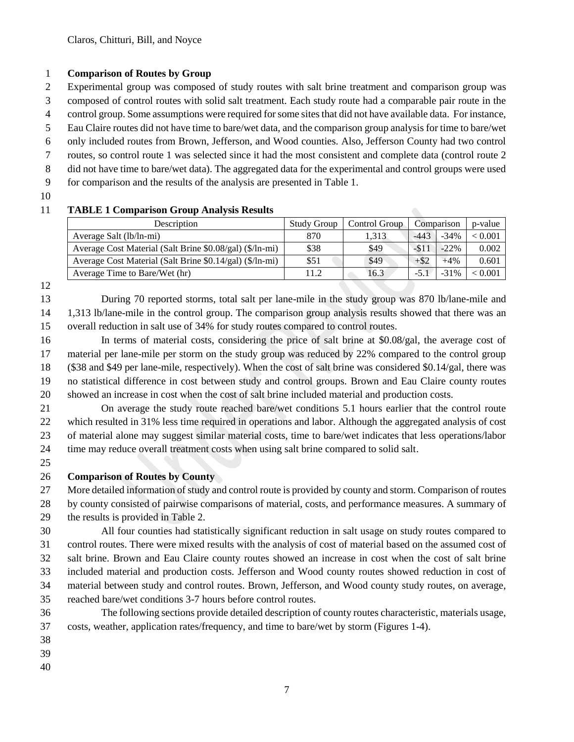## Comparison of Routes by Group

Experimental group was composed of study routes with salt brine treatment and comparison group was composed of control routes with solid salt treatment. Each study route had a comparable pair route in the control group. Some assumptions were required for some sites that did not have available data. For instance, Eau Claire routes did not have time to bare/wet data, and the comparison group analysis for time to bare/wet only included routes from Brown, Jefferson, and Wood counties. Also, Jefferson County had two control routes, so control route 1 was selected since it had the most consistent and complete data (control route 2 did not have time to bare/wet data). The aggregated data for the experimental and control groups were used for comparison and the results of the analysis are presented in Table 1.

**TABLE 1 Comparison Group Analysis Results**

| Description | Study Group | Control Group | Comparison | | p-value |
|---|---|---|---|---|---|
| Average Salt (lb/ln-mi) | 870 | 1,313 | -443 | -34% | < 0.001 |
| Average Cost Material (Salt Brine $0.08/gal) ($/ln-mi) | $38 | $49 | -$11 | -22% | 0.002 |
| Average Cost Material (Salt Brine $0.14/gal) ($/ln-mi) | $51 | $49 | +$2 | +4% | 0.601 |
| Average Time to Bare/Wet (hr) | 11.2 | 16.3 | -5.1 | -31% | < 0.001 |

During 70 reported storms, total salt per lane-mile in the study group was 870 lb/lane-mile and 1,313 lb/lane-mile in the control group. The comparison group analysis results showed that there was an overall reduction in salt use of 34% for study routes compared to control routes.

In terms of material costs, considering the price of salt brine at $0.08/gal, the average cost of material per lane-mile per storm on the study group was reduced by 22% compared to the control group ($38 and $49 per lane-mile, respectively). When the cost of salt brine was considered $0.14/gal, there was no statistical difference in cost between study and control groups. Brown and Eau Claire county routes showed an increase in cost when the cost of salt brine included material and production costs.

On average the study route reached bare/wet conditions 5.1 hours earlier that the control route which resulted in 31% less time required in operations and labor. Although the aggregated analysis of cost of material alone may suggest similar material costs, time to bare/wet indicates that less operations/labor time may reduce overall treatment costs when using salt brine compared to solid salt.

## Comparison of Routes by County

More detailed information of study and control route is provided by county and storm. Comparison of routes by county consisted of pairwise comparisons of material, costs, and performance measures. A summary of the results is provided in Table 2.

All four counties had statistically significant reduction in salt usage on study routes compared to control routes. There were mixed results with the analysis of cost of material based on the assumed cost of salt brine. Brown and Eau Claire county routes showed an increase in cost when the cost of salt brine included material and production costs. Jefferson and Wood county routes showed reduction in cost of material between study and control routes. Brown, Jefferson, and Wood county study routes, on average, reached bare/wet conditions 3-7 hours before control routes.

The following sections provide detailed description of county routes characteristic, materials usage, costs, weather, application rates/frequency, and time to bare/wet by storm (Figures 1-4).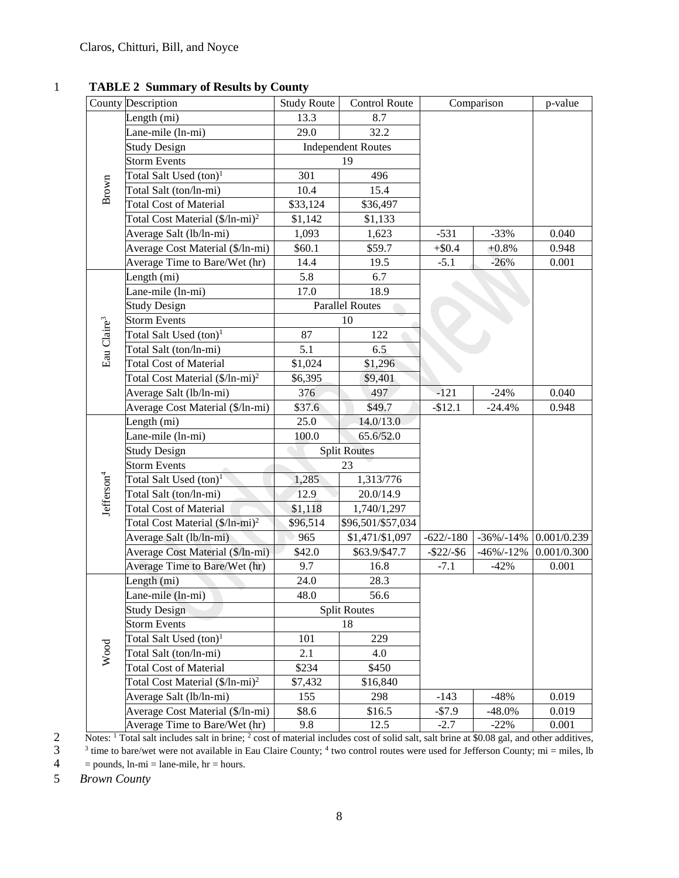**TABLE 2 Summary of Results by County**

| County | Description | Study Route | Control Route | Comparison | | p-value |
|---|---|---|---|---|---|---|
| Brown | Length (mi) | 13.3 | 8.7 | | | |
| | Lane-mile (ln-mi) | 29.0 | 32.2 | | | |
| | Study Design | Independent Routes | | | | |
| | Storm Events | 19 | | | | |
| | Total Salt Used (ton)[1] | 301 | 496 | | | |
| | Total Salt (ton/ln-mi) | 10.4 | 15.4 | | | |
| | Total Cost of Material | $33,124 | $36,497 | | | |
| | Total Cost Material ($/ln-mi)[2] | $1,142 | $1,133 | | | |
| | Average Salt (lb/ln-mi) | 1,093 | 1,623 | -531 | -33% | 0.040 |
| | Average Cost Material ($/ln-mi) | $60.1 | $59.7 | +$0.4 | +0.8% | 0.948 |
| | Average Time to Bare/Wet (hr) | 14.4 | 19.5 | -5.1 | -26% | 0.001 |
| Eau Claire[3] | Length (mi) | 5.8 | 6.7 | | | |
| | Lane-mile (ln-mi) | 17.0 | 18.9 | | | |
| | Study Design | Parallel Routes | | | | |
| | Storm Events | 10 | | | | |
| | Total Salt Used (ton)[1] | 87 | 122 | | | |
| | Total Salt (ton/ln-mi) | 5.1 | 6.5 | | | |
| | Total Cost of Material | $1,024 | $1,296 | | | |
| | Total Cost Material ($/ln-mi)[2] | $6,395 | $9,401 | | | |
| | Average Salt (lb/ln-mi) | 376 | 497 | -121 | -24% | 0.040 |
| | Average Cost Material ($/ln-mi) | $37.6 | $49.7 | -$12.1 | -24.4% | 0.948 |
| Jefferson[4] | Length (mi) | 25.0 | 14.0/13.0 | | | |
| | Lane-mile (ln-mi) | 100.0 | 65.6/52.0 | | | |
| | Study Design | Split Routes | | | | |
| | Storm Events | 23 | | | | |
| | Total Salt Used (ton)[1] | 1,285 | 1,313/776 | | | |
| | Total Salt (ton/ln-mi) | 12.9 | 20.0/14.9 | | | |
| | Total Cost of Material | $1,118 | 1,740/1,297 | | | |
| | Total Cost Material ($/ln-mi)[2] | $96,514 | $96,501/$57,034 | | | |
| | Average Salt (lb/ln-mi) | 965 | $1,471/$1,097 | -622/-180 | -36%/-14% | 0.001/0.239 |
| | Average Cost Material ($/ln-mi) | $42.0 | $63.9/$47.7 | -$22/-$6 | -46%/-12% | 0.001/0.300 |
| | Average Time to Bare/Wet (hr) | 9.7 | 16.8 | -7.1 | -42% | 0.001 |
| Wood | Length (mi) | 24.0 | 28.3 | | | |
| | Lane-mile (ln-mi) | 48.0 | 56.6 | | | |
| | Study Design | Split Routes | | | | |
| | Storm Events | 18 | | | | |
| | Total Salt Used (ton)[1] | 101 | 229 | | | |
| | Total Salt (ton/ln-mi) | 2.1 | 4.0 | | | |
| | Total Cost of Material | $234 | $450 | | | |
| | Total Cost Material ($/ln-mi)[2] | $7,432 | $16,840 | | | |
| | Average Salt (lb/ln-mi) | 155 | 298 | -143 | -48% | 0.019 |
| | Average Cost Material ($/ln-mi) | $8.6 | $16.5 | -$7.9 | -48.0% | 0.019 |
| | Average Time to Bare/Wet (hr) | 9.8 | 12.5 | -2.7 | -22% | 0.001 |

Notes: [1] Total salt includes salt in brine; [2] cost of material includes cost of solid salt, salt brine at $0.08 gal, and other additives, [3] time to bare/wet were not available in Eau Claire County; [4] two control routes were used for Jefferson County; mi = miles, lb = pounds, ln-mi = lane-mile, hr = hours.

*Brown County*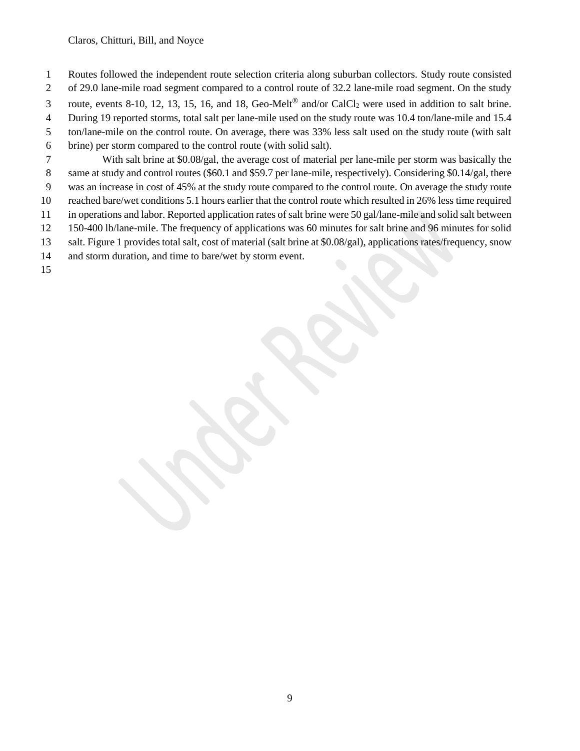Routes followed the independent route selection criteria along suburban collectors. Study route consisted of 29.0 lane-mile road segment compared to a control route of 32.2 lane-mile road segment. On the study route, events 8-10, 12, 13, 15, 16, and 18, Geo-Melt® and/or $CaCl_2$ were used in addition to salt brine. During 19 reported storms, total salt per lane-mile used on the study route was 10.4 ton/lane-mile and 15.4 ton/lane-mile on the control route. On average, there was 33% less salt used on the study route (with salt brine) per storm compared to the control route (with solid salt).

With salt brine at $0.08/gal, the average cost of material per lane-mile per storm was basically the same at study and control routes ($60.1 and $59.7 per lane-mile, respectively). Considering $0.14/gal, there was an increase in cost of 45% at the study route compared to the control route. On average the study route reached bare/wet conditions 5.1 hours earlier that the control route which resulted in 26% less time required in operations and labor. Reported application rates of salt brine were 50 gal/lane-mile and solid salt between 150-400 lb/lane-mile. The frequency of applications was 60 minutes for salt brine and 96 minutes for solid salt. Figure 1 provides total salt, cost of material (salt brine at $0.08/gal), applications rates/frequency, snow and storm duration, and time to bare/wet by storm event.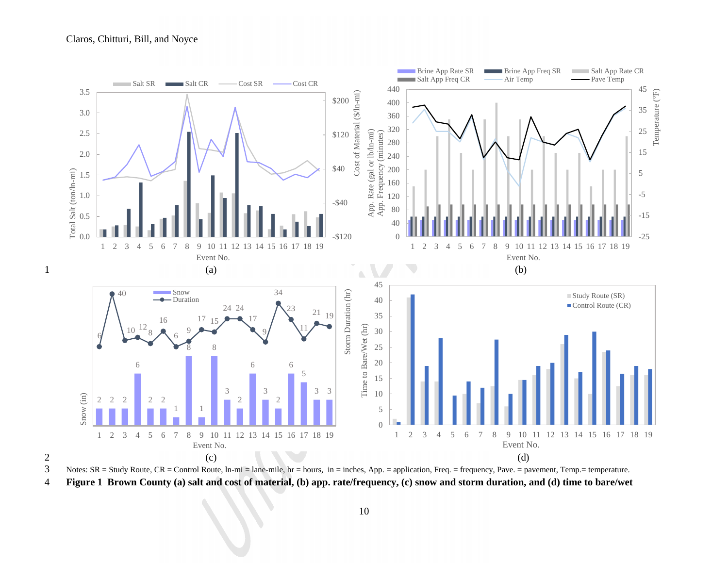Notes: SR = Study Route, CR = Control Route, ln-mi = lane-mile, hr = hours, in = inches, App. = application, Freq. = frequency, Pave. = pavement, Temp.= temperature.

**Figure 1 Brown County (a) salt and cost of material, (b) app. rate/frequency, (c) snow and storm duration, and (d) time to bare/wet**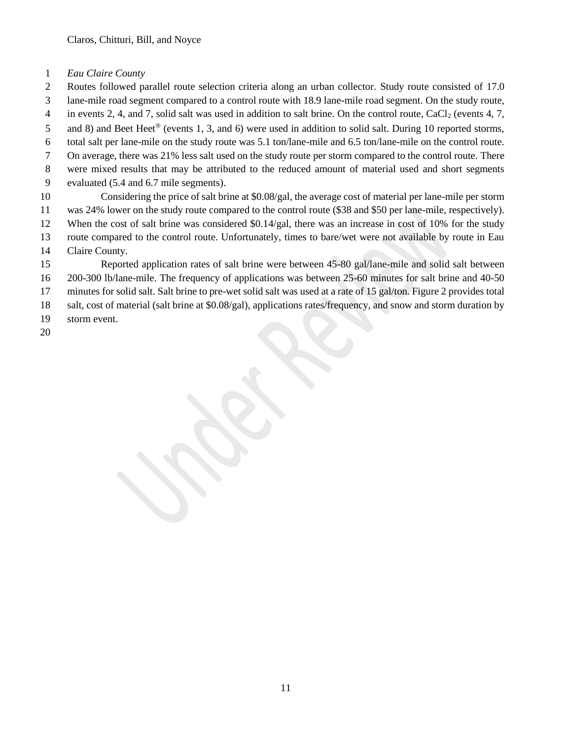*Eau Claire County*

Routes followed parallel route selection criteria along an urban collector. Study route consisted of 17.0 lane-mile road segment compared to a control route with 18.9 lane-mile road segment. On the study route, in events 2, 4, and 7, solid salt was used in addition to salt brine. On the control route, $CaCl_2$ (events 4, 7, and 8) and Beet Heet® (events 1, 3, and 6) were used in addition to solid salt. During 10 reported storms, total salt per lane-mile on the study route was 5.1 ton/lane-mile and 6.5 ton/lane-mile on the control route. On average, there was 21% less salt used on the study route per storm compared to the control route. There were mixed results that may be attributed to the reduced amount of material used and short segments evaluated (5.4 and 6.7 mile segments).

Considering the price of salt brine at \$0.08/gal, the average cost of material per lane-mile per storm was 24% lower on the study route compared to the control route (\$38 and \$50 per lane-mile, respectively). When the cost of salt brine was considered \$0.14/gal, there was an increase in cost of 10% for the study route compared to the control route. Unfortunately, times to bare/wet were not available by route in Eau Claire County.

Reported application rates of salt brine were between 45-80 gal/lane-mile and solid salt between 200-300 lb/lane-mile. The frequency of applications was between 25-60 minutes for salt brine and 40-50 minutes for solid salt. Salt brine to pre-wet solid salt was used at a rate of 15 gal/ton. Figure 2 provides total salt, cost of material (salt brine at \$0.08/gal), applications rates/frequency, and snow and storm duration by storm event.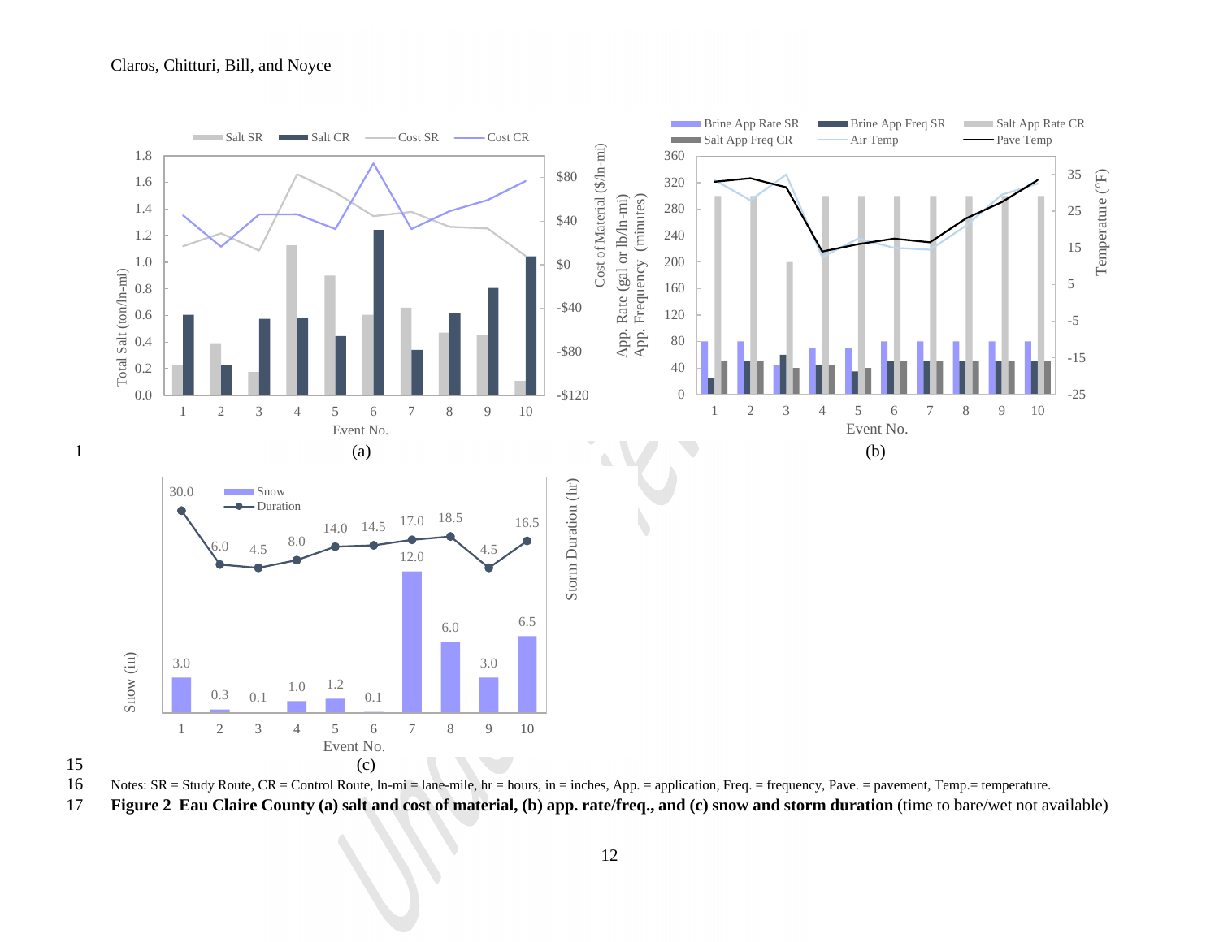Notes: SR = Study Route, CR = Control Route, ln-mi = lane-mile, hr = hours, in = inches, App. = application, Freq. = frequency, Pave. = pavement, Temp.= temperature.

**Figure 2 Eau Claire County (a) salt and cost of material, (b) app. rate/freq., and (c) snow and storm duration** (time to bare/wet not available)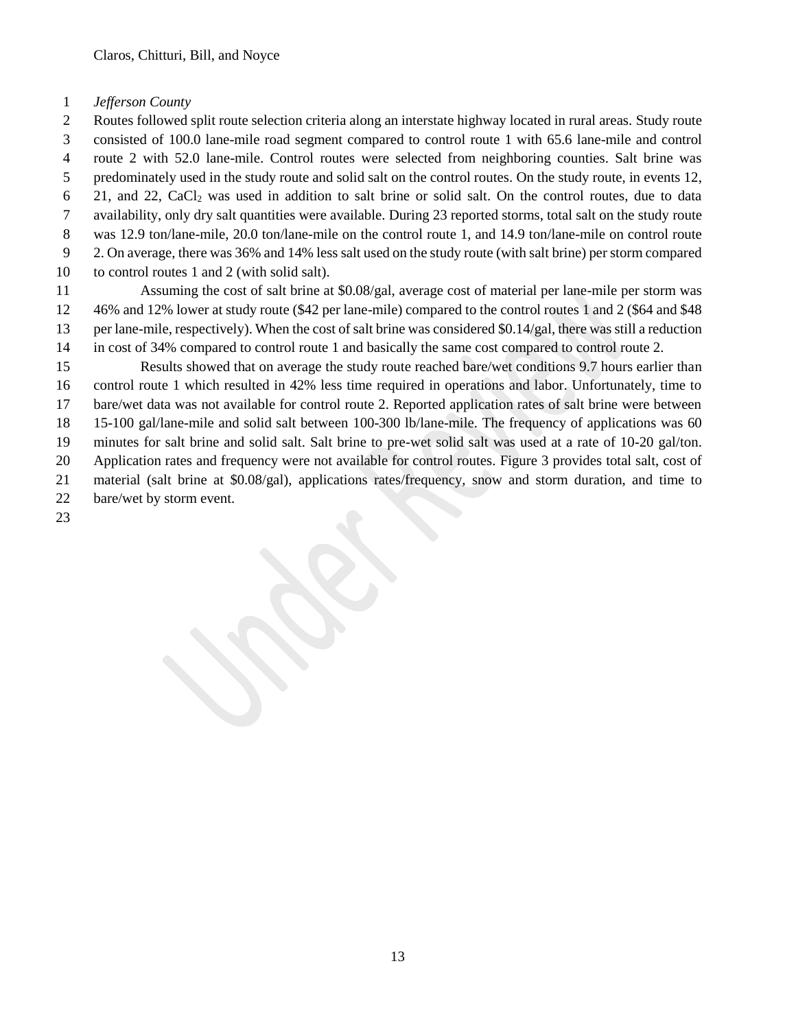*Jefferson County*

Routes followed split route selection criteria along an interstate highway located in rural areas. Study route consisted of 100.0 lane-mile road segment compared to control route 1 with 65.6 lane-mile and control route 2 with 52.0 lane-mile. Control routes were selected from neighboring counties. Salt brine was predominately used in the study route and solid salt on the control routes. On the study route, in events 12, 21, and 22, $CaCl_2$ was used in addition to salt brine or solid salt. On the control routes, due to data availability, only dry salt quantities were available. During 23 reported storms, total salt on the study route was 12.9 ton/lane-mile, 20.0 ton/lane-mile on the control route 1, and 14.9 ton/lane-mile on control route 2. On average, there was 36% and 14% less salt used on the study route (with salt brine) per storm compared to control routes 1 and 2 (with solid salt).

Assuming the cost of salt brine at $0.08/gal, average cost of material per lane-mile per storm was 46% and 12% lower at study route ($42 per lane-mile) compared to the control routes 1 and 2 ($64 and $48 per lane-mile, respectively). When the cost of salt brine was considered $0.14/gal, there was still a reduction in cost of 34% compared to control route 1 and basically the same cost compared to control route 2.

Results showed that on average the study route reached bare/wet conditions 9.7 hours earlier than control route 1 which resulted in 42% less time required in operations and labor. Unfortunately, time to bare/wet data was not available for control route 2. Reported application rates of salt brine were between 15-100 gal/lane-mile and solid salt between 100-300 lb/lane-mile. The frequency of applications was 60 minutes for salt brine and solid salt. Salt brine to pre-wet solid salt was used at a rate of 10-20 gal/ton. Application rates and frequency were not available for control routes. Figure 3 provides total salt, cost of material (salt brine at $0.08/gal), applications rates/frequency, snow and storm duration, and time to bare/wet by storm event.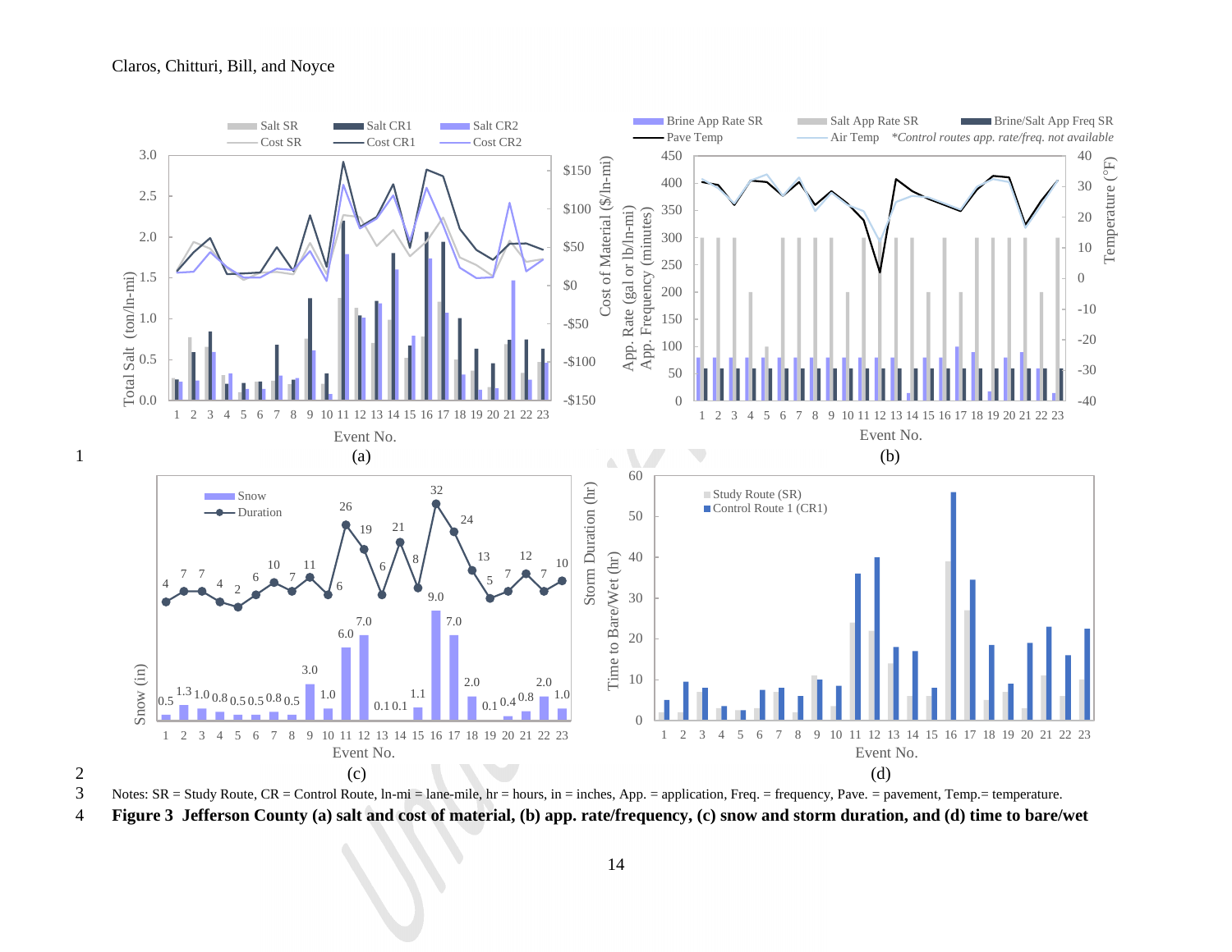Notes: SR = Study Route, CR = Control Route, ln-mi = lane-mile, hr = hours, in = inches, App. = application, Freq. = frequency, Pave. = pavement, Temp.= temperature.

**Figure 3 Jefferson County (a) salt and cost of material, (b) app. rate/frequency, (c) snow and storm duration, and (d) time to bare/wet**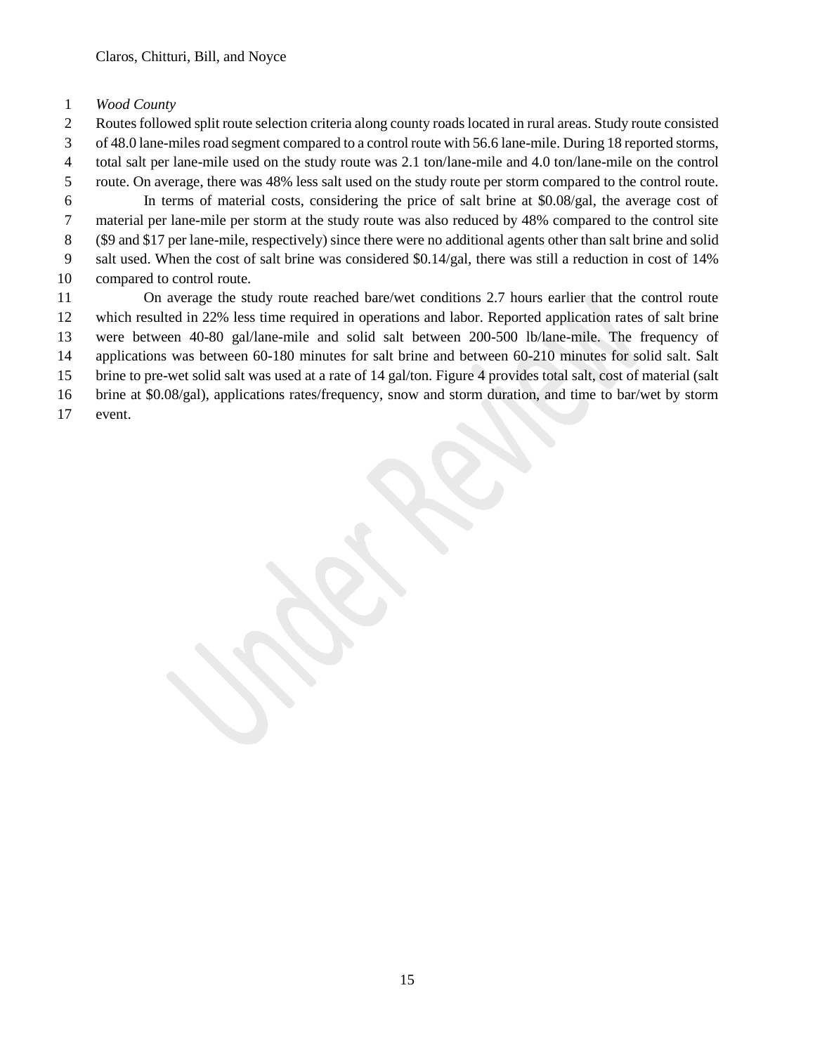*Wood County*

Routes followed split route selection criteria along county roads located in rural areas. Study route consisted of 48.0 lane-miles road segment compared to a control route with 56.6 lane-mile. During 18 reported storms, total salt per lane-mile used on the study route was 2.1 ton/lane-mile and 4.0 ton/lane-mile on the control route. On average, there was 48% less salt used on the study route per storm compared to the control route.

In terms of material costs, considering the price of salt brine at $0.08/gal, the average cost of material per lane-mile per storm at the study route was also reduced by 48% compared to the control site ($9 and $17 per lane-mile, respectively) since there were no additional agents other than salt brine and solid salt used. When the cost of salt brine was considered $0.14/gal, there was still a reduction in cost of 14% compared to control route.

On average the study route reached bare/wet conditions 2.7 hours earlier that the control route which resulted in 22% less time required in operations and labor. Reported application rates of salt brine were between 40-80 gal/lane-mile and solid salt between 200-500 lb/lane-mile. The frequency of applications was between 60-180 minutes for salt brine and between 60-210 minutes for solid salt. Salt brine to pre-wet solid salt was used at a rate of 14 gal/ton. Figure 4 provides total salt, cost of material (salt brine at $0.08/gal), applications rates/frequency, snow and storm duration, and time to bar/wet by storm event.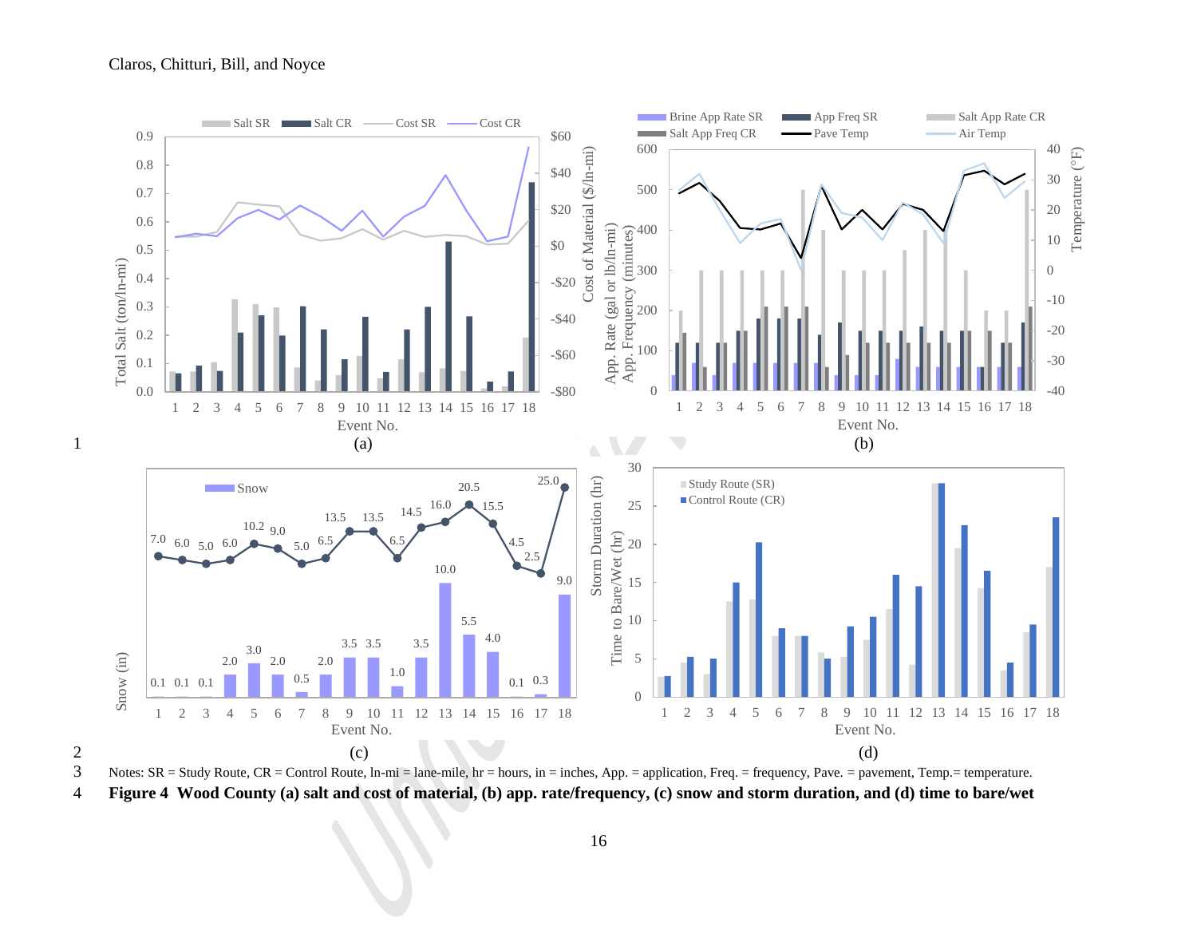Notes: SR = Study Route, CR = Control Route, ln-mi = lane-mile, hr = hours, in = inches, App. = application, Freq. = frequency, Pave. = pavement, Temp.= temperature.

**Figure 4 Wood County (a) salt and cost of material, (b) app. rate/frequency, (c) snow and storm duration, and (d) time to bare/wet**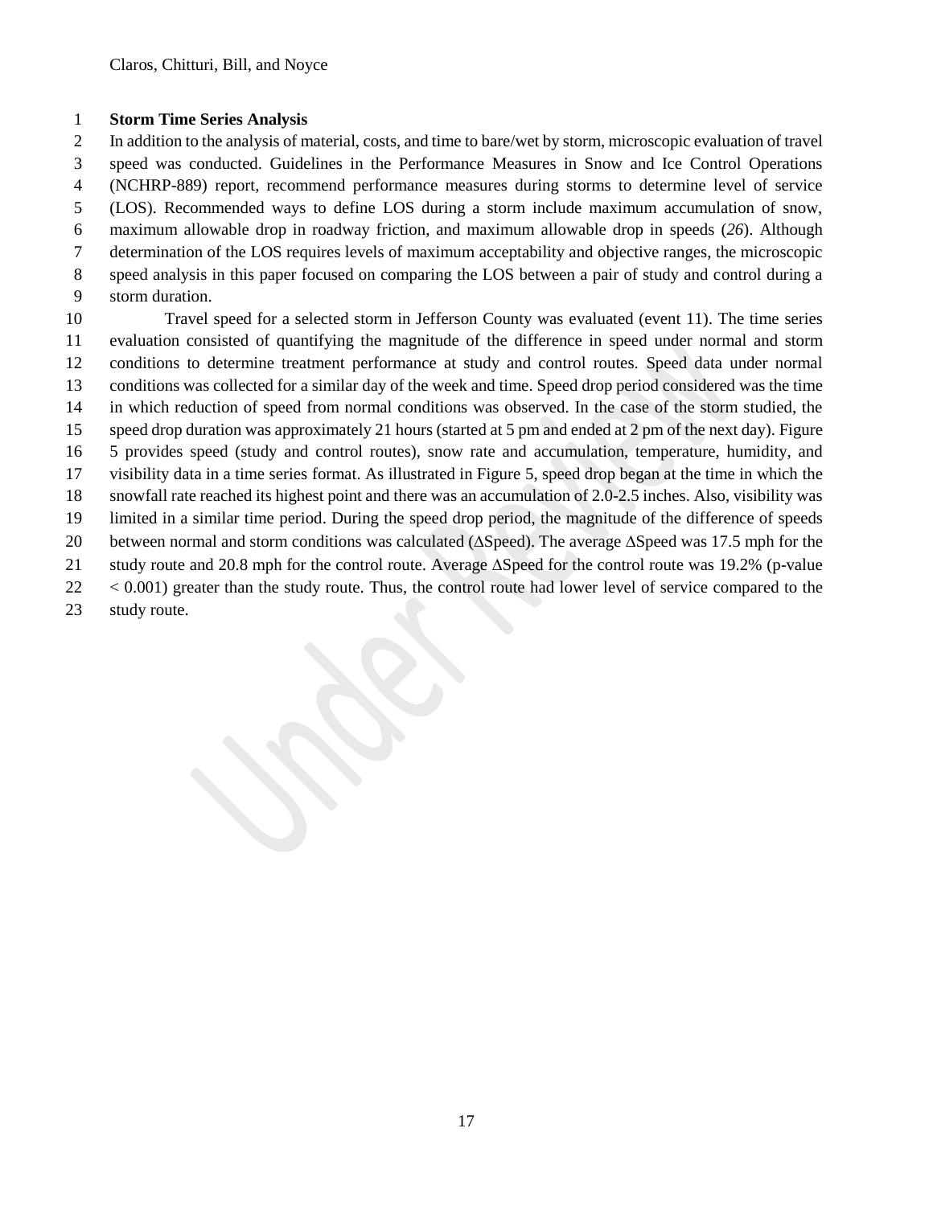**Storm Time Series Analysis**

In addition to the analysis of material, costs, and time to bare/wet by storm, microscopic evaluation of travel speed was conducted. Guidelines in the Performance Measures in Snow and Ice Control Operations (NCHRP-889) report, recommend performance measures during storms to determine level of service (LOS). Recommended ways to define LOS during a storm include maximum accumulation of snow, maximum allowable drop in roadway friction, and maximum allowable drop in speeds (*26*). Although determination of the LOS requires levels of maximum acceptability and objective ranges, the microscopic speed analysis in this paper focused on comparing the LOS between a pair of study and control during a storm duration.

Travel speed for a selected storm in Jefferson County was evaluated (event 11). The time series evaluation consisted of quantifying the magnitude of the difference in speed under normal and storm conditions to determine treatment performance at study and control routes. Speed data under normal conditions was collected for a similar day of the week and time. Speed drop period considered was the time in which reduction of speed from normal conditions was observed. In the case of the storm studied, the speed drop duration was approximately 21 hours (started at 5 pm and ended at 2 pm of the next day). Figure 5 provides speed (study and control routes), snow rate and accumulation, temperature, humidity, and visibility data in a time series format. As illustrated in Figure 5, speed drop began at the time in which the snowfall rate reached its highest point and there was an accumulation of 2.0-2.5 inches. Also, visibility was limited in a similar time period. During the speed drop period, the magnitude of the difference of speeds between normal and storm conditions was calculated ($\Delta$Speed). The average $\Delta$Speed was 17.5 mph for the study route and 20.8 mph for the control route. Average $\Delta$Speed for the control route was 19.2% ($p$-value $< 0.001$) greater than the study route. Thus, the control route had lower level of service compared to the study route.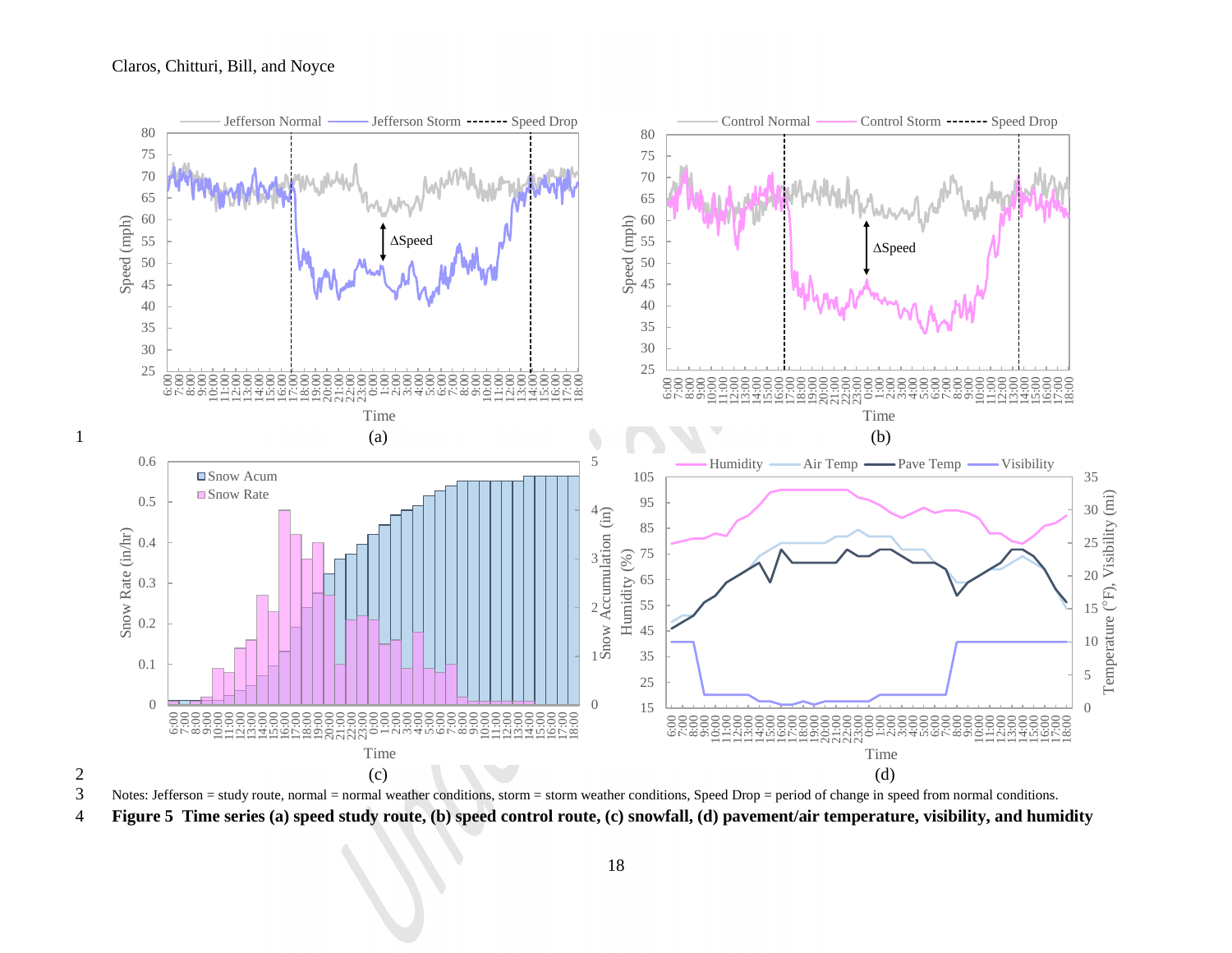Notes: Jefferson = study route, normal = normal weather conditions, storm = storm weather conditions, Speed Drop = period of change in speed from normal conditions.

**Figure 5 Time series (a) speed study route, (b) speed control route, (c) snowfall, (d) pavement/air temperature, visibility, and humidity**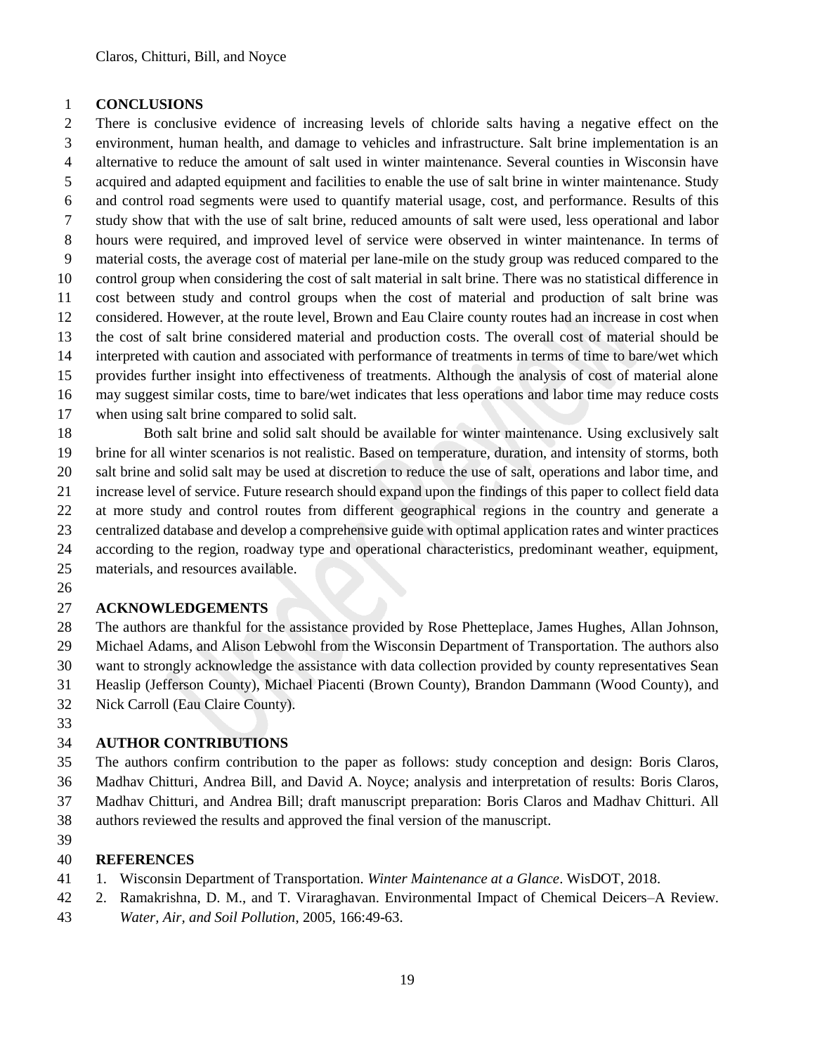## CONCLUSIONS

There is conclusive evidence of increasing levels of chloride salts having a negative effect on the environment, human health, and damage to vehicles and infrastructure. Salt brine implementation is an alternative to reduce the amount of salt used in winter maintenance. Several counties in Wisconsin have acquired and adapted equipment and facilities to enable the use of salt brine in winter maintenance. Study and control road segments were used to quantify material usage, cost, and performance. Results of this study show that with the use of salt brine, reduced amounts of salt were used, less operational and labor hours were required, and improved level of service were observed in winter maintenance. In terms of material costs, the average cost of material per lane-mile on the study group was reduced compared to the control group when considering the cost of salt material in salt brine. There was no statistical difference in cost between study and control groups when the cost of material and production of salt brine was considered. However, at the route level, Brown and Eau Claire county routes had an increase in cost when the cost of salt brine considered material and production costs. The overall cost of material should be interpreted with caution and associated with performance of treatments in terms of time to bare/wet which provides further insight into effectiveness of treatments. Although the analysis of cost of material alone may suggest similar costs, time to bare/wet indicates that less operations and labor time may reduce costs when using salt brine compared to solid salt.

Both salt brine and solid salt should be available for winter maintenance. Using exclusively salt brine for all winter scenarios is not realistic. Based on temperature, duration, and intensity of storms, both salt brine and solid salt may be used at discretion to reduce the use of salt, operations and labor time, and increase level of service. Future research should expand upon the findings of this paper to collect field data at more study and control routes from different geographical regions in the country and generate a centralized database and develop a comprehensive guide with optimal application rates and winter practices according to the region, roadway type and operational characteristics, predominant weather, equipment, materials, and resources available.

## ACKNOWLEDGEMENTS

The authors are thankful for the assistance provided by Rose Phetteplace, James Hughes, Allan Johnson, Michael Adams, and Alison Lebwohl from the Wisconsin Department of Transportation. The authors also want to strongly acknowledge the assistance with data collection provided by county representatives Sean Heaslip (Jefferson County), Michael Piacenti (Brown County), Brandon Dammann (Wood County), and Nick Carroll (Eau Claire County).

## AUTHOR CONTRIBUTIONS

The authors confirm contribution to the paper as follows: study conception and design: Boris Claros, Madhav Chitturi, Andrea Bill, and David A. Noyce; analysis and interpretation of results: Boris Claros, Madhav Chitturi, and Andrea Bill; draft manuscript preparation: Boris Claros and Madhav Chitturi. All authors reviewed the results and approved the final version of the manuscript.

## REFERENCES

1. Wisconsin Department of Transportation. *Winter Maintenance at a Glance*. WisDOT, 2018.
2. Ramakrishna, D. M., and T. Viraraghavan. Environmental Impact of Chemical Deicers–A Review. *Water, Air, and Soil Pollution*, 2005, 166:49-63.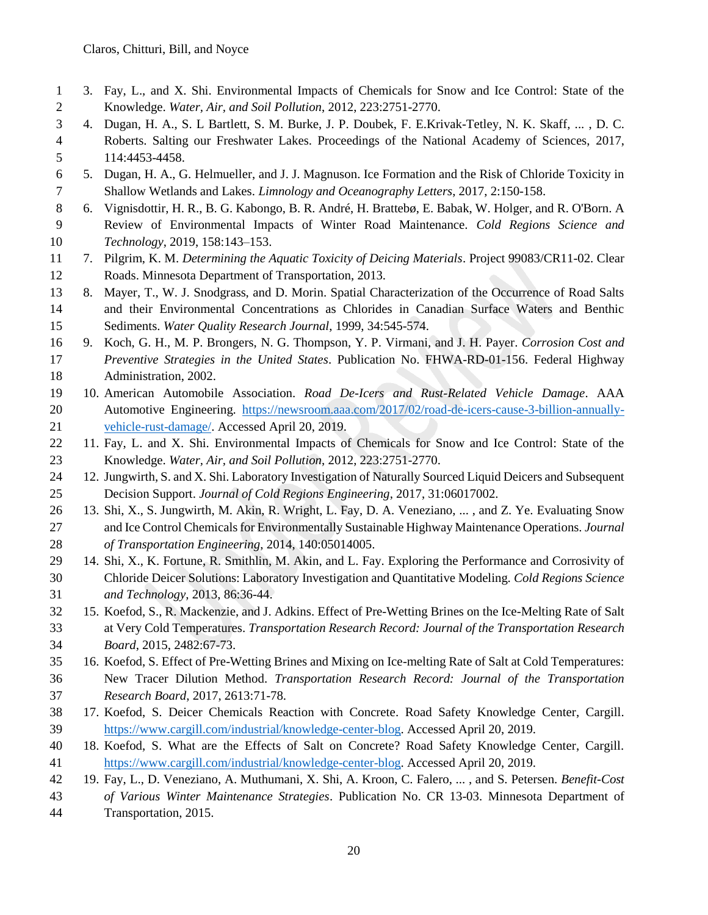3. Fay, L., and X. Shi. Environmental Impacts of Chemicals for Snow and Ice Control: State of the Knowledge. *Water, Air, and Soil Pollution*, 2012, 223:2751-2770.
4. Dugan, H. A., S. L Bartlett, S. M. Burke, J. P. Doubek, F. E.Krivak-Tetley, N. K. Skaff, ... , D. C. Roberts. Salting our Freshwater Lakes. Proceedings of the National Academy of Sciences, 2017, 114:4453-4458.
5. Dugan, H. A., G. Helmueller, and J. J. Magnuson. Ice Formation and the Risk of Chloride Toxicity in Shallow Wetlands and Lakes. *Limnology and Oceanography Letters*, 2017, 2:150-158.
6. Vignisdottir, H. R., B. G. Kabongo, B. R. André, H. Brattebø, E. Babak, W. Holger, and R. O'Born. A Review of Environmental Impacts of Winter Road Maintenance. *Cold Regions Science and Technology*, 2019, 158:143–153.
7. Pilgrim, K. M. *Determining the Aquatic Toxicity of Deicing Materials*. Project 99083/CR11-02. Clear Roads. Minnesota Department of Transportation, 2013.
8. Mayer, T., W. J. Snodgrass, and D. Morin. Spatial Characterization of the Occurrence of Road Salts and their Environmental Concentrations as Chlorides in Canadian Surface Waters and Benthic Sediments. *Water Quality Research Journal*, 1999, 34:545-574.
9. Koch, G. H., M. P. Brongers, N. G. Thompson, Y. P. Virmani, and J. H. Payer. *Corrosion Cost and Preventive Strategies in the United States*. Publication No. FHWA-RD-01-156. Federal Highway Administration, 2002.
10. American Automobile Association. *Road De-Icers and Rust-Related Vehicle Damage*. AAA Automotive Engineering. https://newsroom.aaa.com/2017/02/road-de-icers-cause-3-billion-annually-vehicle-rust-damage/. Accessed April 20, 2019.
11. Fay, L. and X. Shi. Environmental Impacts of Chemicals for Snow and Ice Control: State of the Knowledge. *Water, Air, and Soil Pollution*, 2012, 223:2751-2770.
12. Jungwirth, S. and X. Shi. Laboratory Investigation of Naturally Sourced Liquid Deicers and Subsequent Decision Support. *Journal of Cold Regions Engineering*, 2017, 31:06017002.
13. Shi, X., S. Jungwirth, M. Akin, R. Wright, L. Fay, D. A. Veneziano, ... , and Z. Ye. Evaluating Snow and Ice Control Chemicals for Environmentally Sustainable Highway Maintenance Operations. *Journal of Transportation Engineering*, 2014, 140:05014005.
14. Shi, X., K. Fortune, R. Smithlin, M. Akin, and L. Fay. Exploring the Performance and Corrosivity of Chloride Deicer Solutions: Laboratory Investigation and Quantitative Modeling. *Cold Regions Science and Technology*, 2013, 86:36-44.
15. Koefod, S., R. Mackenzie, and J. Adkins. Effect of Pre-Wetting Brines on the Ice-Melting Rate of Salt at Very Cold Temperatures. *Transportation Research Record: Journal of the Transportation Research Board*, 2015, 2482:67-73.
16. Koefod, S. Effect of Pre-Wetting Brines and Mixing on Ice-melting Rate of Salt at Cold Temperatures: New Tracer Dilution Method. *Transportation Research Record: Journal of the Transportation Research Board*, 2017, 2613:71-78.
17. Koefod, S. Deicer Chemicals Reaction with Concrete. Road Safety Knowledge Center, Cargill. https://www.cargill.com/industrial/knowledge-center-blog. Accessed April 20, 2019.
18. Koefod, S. What are the Effects of Salt on Concrete? Road Safety Knowledge Center, Cargill. https://www.cargill.com/industrial/knowledge-center-blog. Accessed April 20, 2019.
19. Fay, L., D. Veneziano, A. Muthumani, X. Shi, A. Kroon, C. Falero, ... , and S. Petersen. *Benefit-Cost of Various Winter Maintenance Strategies*. Publication No. CR 13-03. Minnesota Department of Transportation, 2015.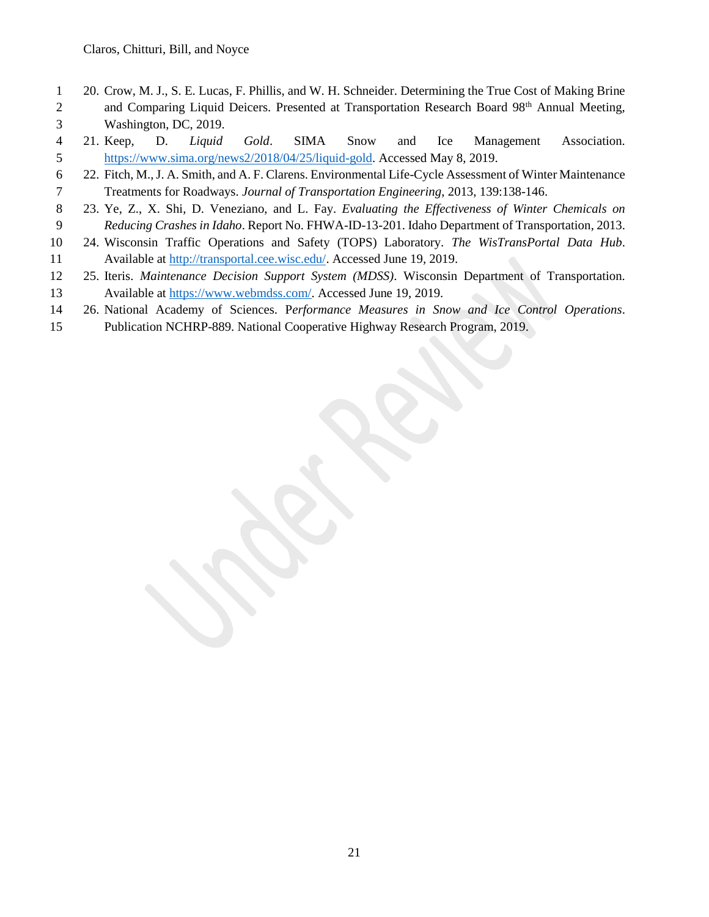20. Crow, M. J., S. E. Lucas, F. Phillis, and W. H. Schneider. Determining the True Cost of Making Brine and Comparing Liquid Deicers. Presented at Transportation Research Board 98th Annual Meeting, Washington, DC, 2019.
21. Keep, D. *Liquid Gold*. SIMA Snow and Ice Management Association. https://www.sima.org/news2/2018/04/25/liquid-gold. Accessed May 8, 2019.
22. Fitch, M., J. A. Smith, and A. F. Clarens. Environmental Life-Cycle Assessment of Winter Maintenance Treatments for Roadways. *Journal of Transportation Engineering*, 2013, 139:138-146.
23. Ye, Z., X. Shi, D. Veneziano, and L. Fay. *Evaluating the Effectiveness of Winter Chemicals on Reducing Crashes in Idaho*. Report No. FHWA-ID-13-201. Idaho Department of Transportation, 2013.
24. Wisconsin Traffic Operations and Safety (TOPS) Laboratory. *The WisTransPortal Data Hub*. Available at http://transportal.cee.wisc.edu/. Accessed June 19, 2019.
25. Iteris. *Maintenance Decision Support System (MDSS)*. Wisconsin Department of Transportation. Available at https://www.webmdss.com/. Accessed June 19, 2019.
26. National Academy of Sciences. P*erformance Measures in Snow and Ice Control Operations*. Publication NCHRP-889. National Cooperative Highway Research Program, 2019.